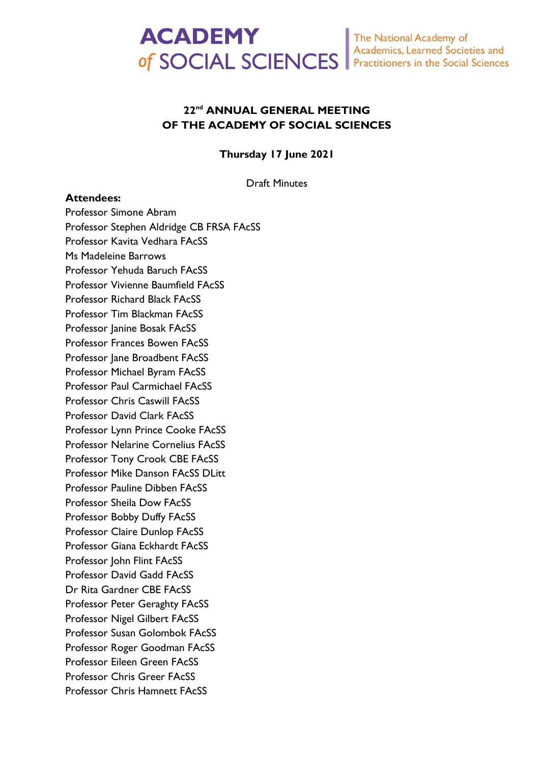**ACADEMY of SOCIAL SCIENCES** | The National Academy of Academics, Learned Societies and Practitioners in the Social Sciences

# 22nd ANNUAL GENERAL MEETING OF THE ACADEMY OF SOCIAL SCIENCES

**Thursday 17 June 2021**

Draft Minutes

**Attendees:**

Professor Simone Abram
Professor Stephen Aldridge CB FRSA FAcSS
Professor Kavita Vedhara FAcSS
Ms Madeleine Barrows
Professor Yehuda Baruch FAcSS
Professor Vivienne Baumfield FAcSS
Professor Richard Black FAcSS
Professor Tim Blackman FAcSS
Professor Janine Bosak FAcSS
Professor Frances Bowen FAcSS
Professor Jane Broadbent FAcSS
Professor Michael Byram FAcSS
Professor Paul Carmichael FAcSS
Professor Chris Caswill FAcSS
Professor David Clark FAcSS
Professor Lynn Prince Cooke FAcSS
Professor Nelarine Cornelius FAcSS
Professor Tony Crook CBE FAcSS
Professor Mike Danson FAcSS DLitt
Professor Pauline Dibben FAcSS
Professor Sheila Dow FAcSS
Professor Bobby Duffy FAcSS
Professor Claire Dunlop FAcSS
Professor Giana Eckhardt FAcSS
Professor John Flint FAcSS
Professor David Gadd FAcSS
Dr Rita Gardner CBE FAcSS
Professor Peter Geraghty FAcSS
Professor Nigel Gilbert FAcSS
Professor Susan Golombok FAcSS
Professor Roger Goodman FAcSS
Professor Eileen Green FAcSS
Professor Chris Greer FAcSS
Professor Chris Hamnett FAcSS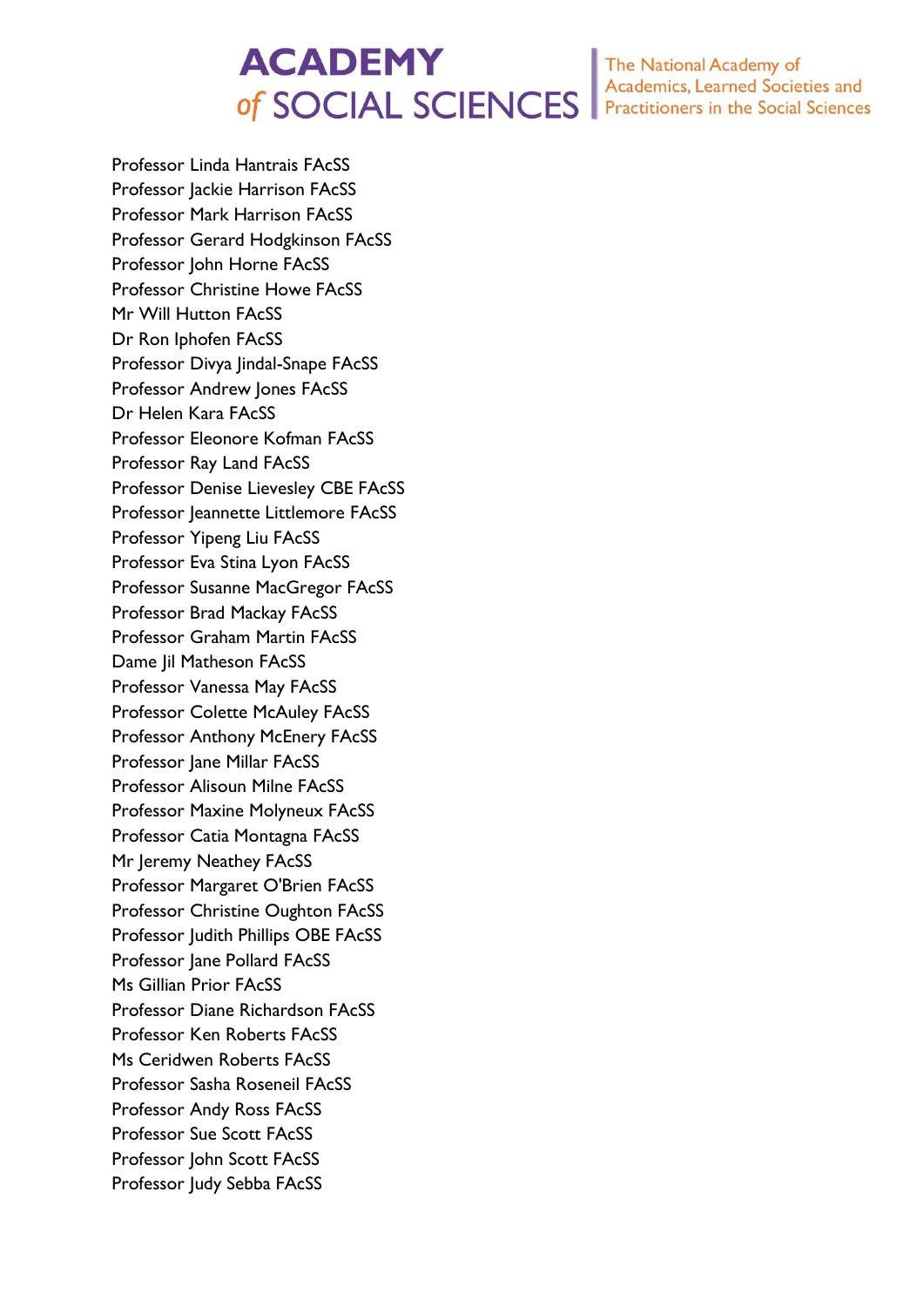Professor Linda Hantrais FAcSS
Professor Jackie Harrison FAcSS
Professor Mark Harrison FAcSS
Professor Gerard Hodgkinson FAcSS
Professor John Horne FAcSS
Professor Christine Howe FAcSS
Mr Will Hutton FAcSS
Dr Ron Iphofen FAcSS
Professor Divya Jindal-Snape FAcSS
Professor Andrew Jones FAcSS
Dr Helen Kara FAcSS
Professor Eleonore Kofman FAcSS
Professor Ray Land FAcSS
Professor Denise Lievesley CBE FAcSS
Professor Jeannette Littlemore FAcSS
Professor Yipeng Liu FAcSS
Professor Eva Stina Lyon FAcSS
Professor Susanne MacGregor FAcSS
Professor Brad Mackay FAcSS
Professor Graham Martin FAcSS
Dame Jil Matheson FAcSS
Professor Vanessa May FAcSS
Professor Colette McAuley FAcSS
Professor Anthony McEnery FAcSS
Professor Jane Millar FAcSS
Professor Alisoun Milne FAcSS
Professor Maxine Molyneux FAcSS
Professor Catia Montagna FAcSS
Mr Jeremy Neathey FAcSS
Professor Margaret O'Brien FAcSS
Professor Christine Oughton FAcSS
Professor Judith Phillips OBE FAcSS
Professor Jane Pollard FAcSS
Ms Gillian Prior FAcSS
Professor Diane Richardson FAcSS
Professor Ken Roberts FAcSS
Ms Ceridwen Roberts FAcSS
Professor Sasha Roseneil FAcSS
Professor Andy Ross FAcSS
Professor Sue Scott FAcSS
Professor John Scott FAcSS
Professor Judy Sebba FAcSS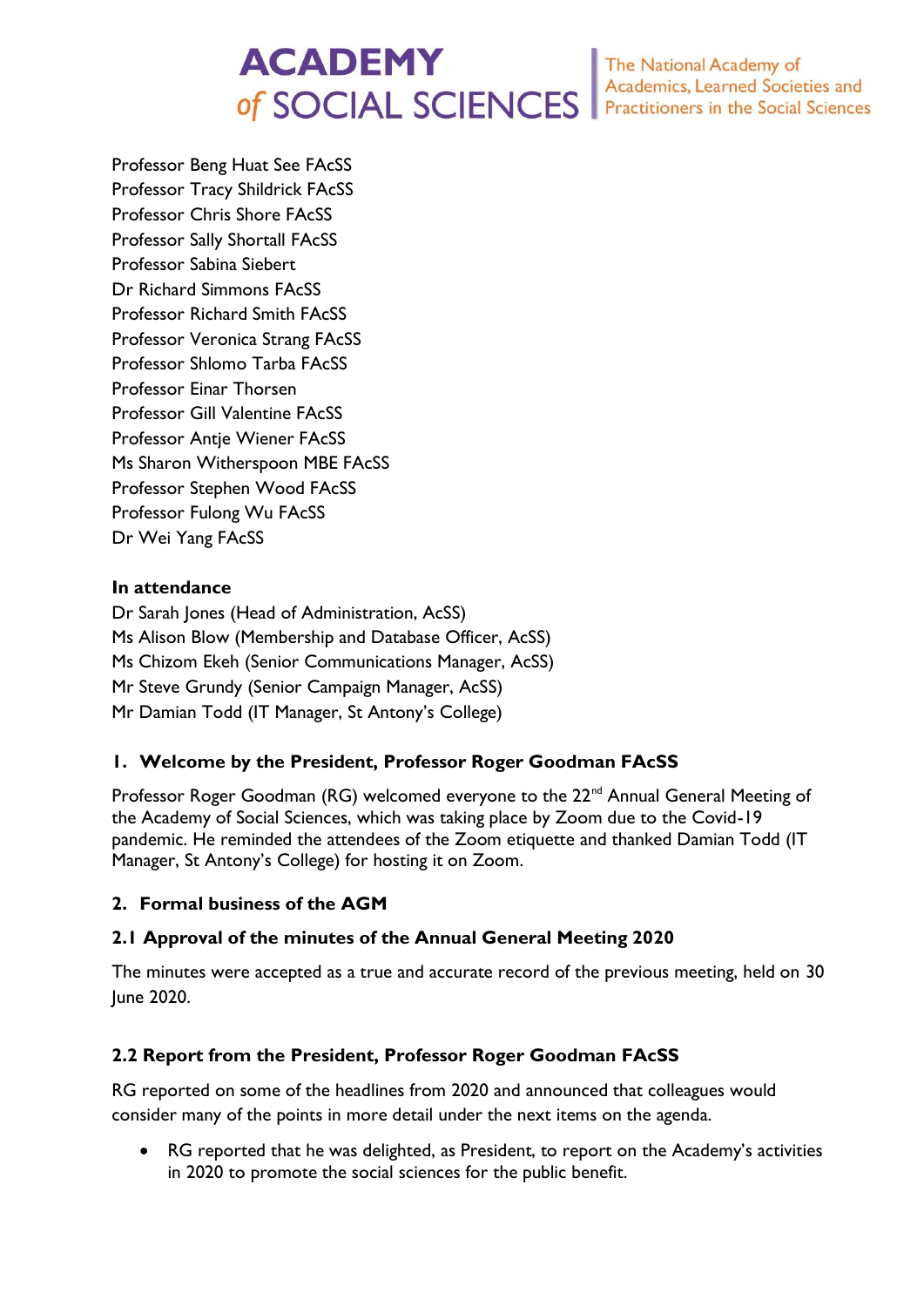Professor Beng Huat See FAcSS
Professor Tracy Shildrick FAcSS
Professor Chris Shore FAcSS
Professor Sally Shortall FAcSS
Professor Sabina Siebert
Dr Richard Simmons FAcSS
Professor Richard Smith FAcSS
Professor Veronica Strang FAcSS
Professor Shlomo Tarba FAcSS
Professor Einar Thorsen
Professor Gill Valentine FAcSS
Professor Antje Wiener FAcSS
Ms Sharon Witherspoon MBE FAcSS
Professor Stephen Wood FAcSS
Professor Fulong Wu FAcSS
Dr Wei Yang FAcSS

**In attendance**

Dr Sarah Jones (Head of Administration, AcSS)
Ms Alison Blow (Membership and Database Officer, AcSS)
Ms Chizom Ekeh (Senior Communications Manager, AcSS)
Mr Steve Grundy (Senior Campaign Manager, AcSS)
Mr Damian Todd (IT Manager, St Antony's College)

## 1. Welcome by the President, Professor Roger Goodman FAcSS

Professor Roger Goodman (RG) welcomed everyone to the 22nd Annual General Meeting of the Academy of Social Sciences, which was taking place by Zoom due to the Covid-19 pandemic. He reminded the attendees of the Zoom etiquette and thanked Damian Todd (IT Manager, St Antony's College) for hosting it on Zoom.

## 2. Formal business of the AGM

### 2.1 Approval of the minutes of the Annual General Meeting 2020

The minutes were accepted as a true and accurate record of the previous meeting, held on 30 June 2020.

### 2.2 Report from the President, Professor Roger Goodman FAcSS

RG reported on some of the headlines from 2020 and announced that colleagues would consider many of the points in more detail under the next items on the agenda.

- RG reported that he was delighted, as President, to report on the Academy's activities in 2020 to promote the social sciences for the public benefit.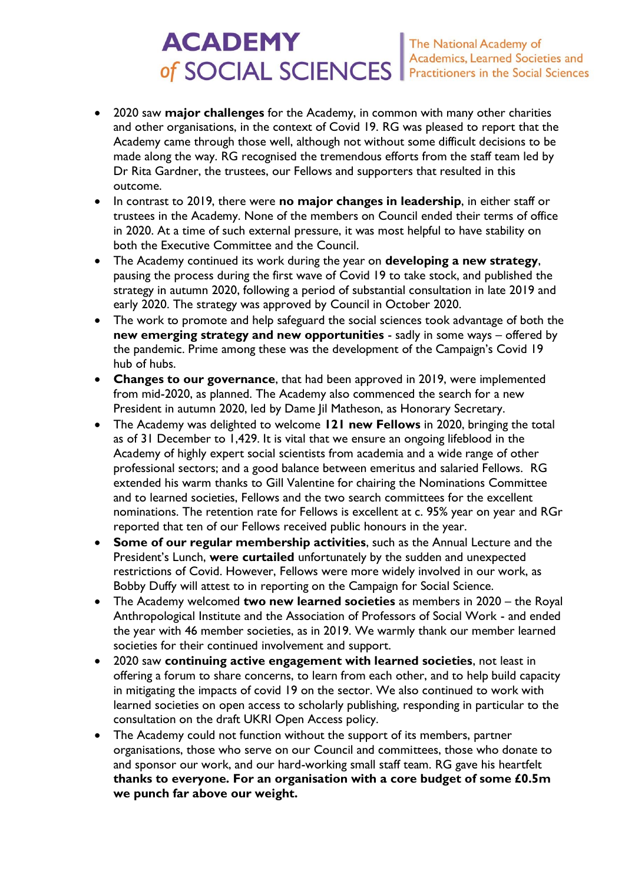- 2020 saw **major challenges** for the Academy, in common with many other charities and other organisations, in the context of Covid 19. RG was pleased to report that the Academy came through those well, although not without some difficult decisions to be made along the way. RG recognised the tremendous efforts from the staff team led by Dr Rita Gardner, the trustees, our Fellows and supporters that resulted in this outcome.
- In contrast to 2019, there were **no major changes in leadership**, in either staff or trustees in the Academy. None of the members on Council ended their terms of office in 2020. At a time of such external pressure, it was most helpful to have stability on both the Executive Committee and the Council.
- The Academy continued its work during the year on **developing a new strategy**, pausing the process during the first wave of Covid 19 to take stock, and published the strategy in autumn 2020, following a period of substantial consultation in late 2019 and early 2020. The strategy was approved by Council in October 2020.
- The work to promote and help safeguard the social sciences took advantage of both the **new emerging strategy and new opportunities** - sadly in some ways – offered by the pandemic. Prime among these was the development of the Campaign's Covid 19 hub of hubs.
- **Changes to our governance**, that had been approved in 2019, were implemented from mid-2020, as planned. The Academy also commenced the search for a new President in autumn 2020, led by Dame Jil Matheson, as Honorary Secretary.
- The Academy was delighted to welcome **121 new Fellows** in 2020, bringing the total as of 31 December to 1,429. It is vital that we ensure an ongoing lifeblood in the Academy of highly expert social scientists from academia and a wide range of other professional sectors; and a good balance between emeritus and salaried Fellows. RG extended his warm thanks to Gill Valentine for chairing the Nominations Committee and to learned societies, Fellows and the two search committees for the excellent nominations. The retention rate for Fellows is excellent at c. 95% year on year and RGr reported that ten of our Fellows received public honours in the year.
- **Some of our regular membership activities**, such as the Annual Lecture and the President's Lunch, **were curtailed** unfortunately by the sudden and unexpected restrictions of Covid. However, Fellows were more widely involved in our work, as Bobby Duffy will attest to in reporting on the Campaign for Social Science.
- The Academy welcomed **two new learned societies** as members in 2020 – the Royal Anthropological Institute and the Association of Professors of Social Work - and ended the year with 46 member societies, as in 2019. We warmly thank our member learned societies for their continued involvement and support.
- 2020 saw **continuing active engagement with learned societies**, not least in offering a forum to share concerns, to learn from each other, and to help build capacity in mitigating the impacts of covid 19 on the sector. We also continued to work with learned societies on open access to scholarly publishing, responding in particular to the consultation on the draft UKRI Open Access policy.
- The Academy could not function without the support of its members, partner organisations, those who serve on our Council and committees, those who donate to and sponsor our work, and our hard-working small staff team. RG gave his heartfelt **thanks to everyone. For an organisation with a core budget of some £0.5m we punch far above our weight.**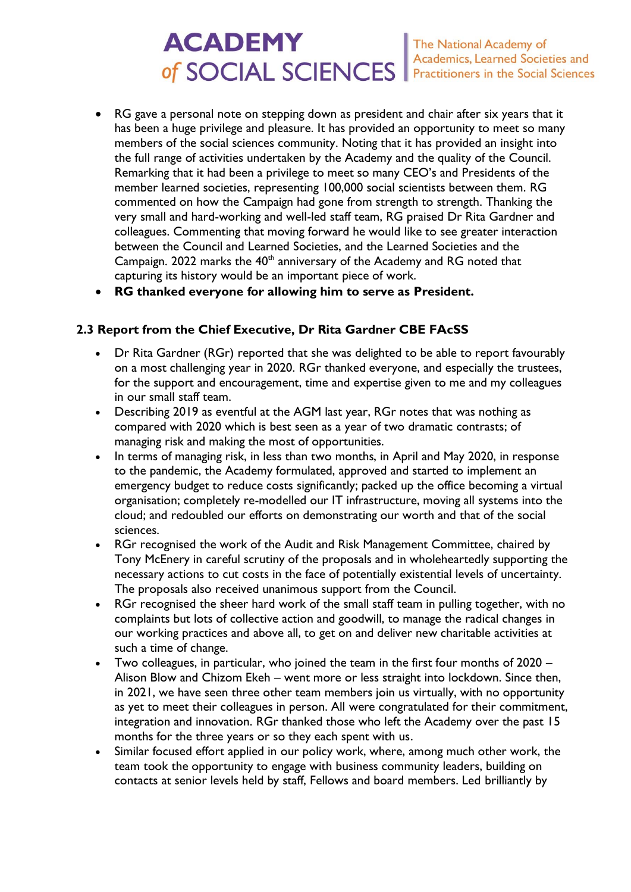- RG gave a personal note on stepping down as president and chair after six years that it has been a huge privilege and pleasure. It has provided an opportunity to meet so many members of the social sciences community. Noting that it has provided an insight into the full range of activities undertaken by the Academy and the quality of the Council. Remarking that it had been a privilege to meet so many CEO's and Presidents of the member learned societies, representing 100,000 social scientists between them. RG commented on how the Campaign had gone from strength to strength. Thanking the very small and hard-working and well-led staff team, RG praised Dr Rita Gardner and colleagues. Commenting that moving forward he would like to see greater interaction between the Council and Learned Societies, and the Learned Societies and the Campaign. 2022 marks the 40th anniversary of the Academy and RG noted that capturing its history would be an important piece of work.
- **RG thanked everyone for allowing him to serve as President.**

### 2.3 Report from the Chief Executive, Dr Rita Gardner CBE FAcSS

- Dr Rita Gardner (RGr) reported that she was delighted to be able to report favourably on a most challenging year in 2020. RGr thanked everyone, and especially the trustees, for the support and encouragement, time and expertise given to me and my colleagues in our small staff team.
- Describing 2019 as eventful at the AGM last year, RGr notes that was nothing as compared with 2020 which is best seen as a year of two dramatic contrasts; of managing risk and making the most of opportunities.
- In terms of managing risk, in less than two months, in April and May 2020, in response to the pandemic, the Academy formulated, approved and started to implement an emergency budget to reduce costs significantly; packed up the office becoming a virtual organisation; completely re-modelled our IT infrastructure, moving all systems into the cloud; and redoubled our efforts on demonstrating our worth and that of the social sciences.
- RGr recognised the work of the Audit and Risk Management Committee, chaired by Tony McEnery in careful scrutiny of the proposals and in wholeheartedly supporting the necessary actions to cut costs in the face of potentially existential levels of uncertainty. The proposals also received unanimous support from the Council.
- RGr recognised the sheer hard work of the small staff team in pulling together, with no complaints but lots of collective action and goodwill, to manage the radical changes in our working practices and above all, to get on and deliver new charitable activities at such a time of change.
- Two colleagues, in particular, who joined the team in the first four months of 2020 – Alison Blow and Chizom Ekeh – went more or less straight into lockdown. Since then, in 2021, we have seen three other team members join us virtually, with no opportunity as yet to meet their colleagues in person. All were congratulated for their commitment, integration and innovation. RGr thanked those who left the Academy over the past 15 months for the three years or so they each spent with us.
- Similar focused effort applied in our policy work, where, among much other work, the team took the opportunity to engage with business community leaders, building on contacts at senior levels held by staff, Fellows and board members. Led brilliantly by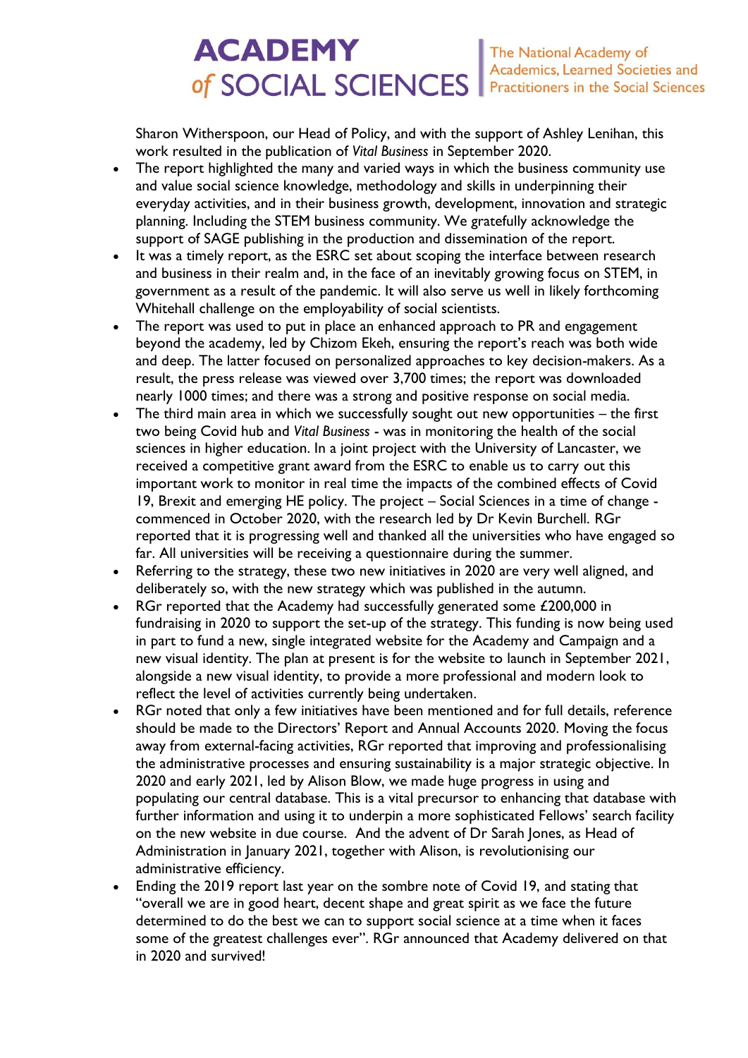Sharon Witherspoon, our Head of Policy, and with the support of Ashley Lenihan, this work resulted in the publication of *Vital Business* in September 2020.

- The report highlighted the many and varied ways in which the business community use and value social science knowledge, methodology and skills in underpinning their everyday activities, and in their business growth, development, innovation and strategic planning. Including the STEM business community. We gratefully acknowledge the support of SAGE publishing in the production and dissemination of the report.
- It was a timely report, as the ESRC set about scoping the interface between research and business in their realm and, in the face of an inevitably growing focus on STEM, in government as a result of the pandemic. It will also serve us well in likely forthcoming Whitehall challenge on the employability of social scientists.
- The report was used to put in place an enhanced approach to PR and engagement beyond the academy, led by Chizom Ekeh, ensuring the report's reach was both wide and deep. The latter focused on personalized approaches to key decision-makers. As a result, the press release was viewed over 3,700 times; the report was downloaded nearly 1000 times; and there was a strong and positive response on social media.
- The third main area in which we successfully sought out new opportunities – the first two being Covid hub and *Vital Business* - was in monitoring the health of the social sciences in higher education. In a joint project with the University of Lancaster, we received a competitive grant award from the ESRC to enable us to carry out this important work to monitor in real time the impacts of the combined effects of Covid 19, Brexit and emerging HE policy. The project – Social Sciences in a time of change - commenced in October 2020, with the research led by Dr Kevin Burchell. RGr reported that it is progressing well and thanked all the universities who have engaged so far. All universities will be receiving a questionnaire during the summer.
- Referring to the strategy, these two new initiatives in 2020 are very well aligned, and deliberately so, with the new strategy which was published in the autumn.
- RGr reported that the Academy had successfully generated some £200,000 in fundraising in 2020 to support the set-up of the strategy. This funding is now being used in part to fund a new, single integrated website for the Academy and Campaign and a new visual identity. The plan at present is for the website to launch in September 2021, alongside a new visual identity, to provide a more professional and modern look to reflect the level of activities currently being undertaken.
- RGr noted that only a few initiatives have been mentioned and for full details, reference should be made to the Directors' Report and Annual Accounts 2020. Moving the focus away from external-facing activities, RGr reported that improving and professionalising the administrative processes and ensuring sustainability is a major strategic objective. In 2020 and early 2021, led by Alison Blow, we made huge progress in using and populating our central database. This is a vital precursor to enhancing that database with further information and using it to underpin a more sophisticated Fellows' search facility on the new website in due course. And the advent of Dr Sarah Jones, as Head of Administration in January 2021, together with Alison, is revolutionising our administrative efficiency.
- Ending the 2019 report last year on the sombre note of Covid 19, and stating that "overall we are in good heart, decent shape and great spirit as we face the future determined to do the best we can to support social science at a time when it faces some of the greatest challenges ever". RGr announced that Academy delivered on that in 2020 and survived!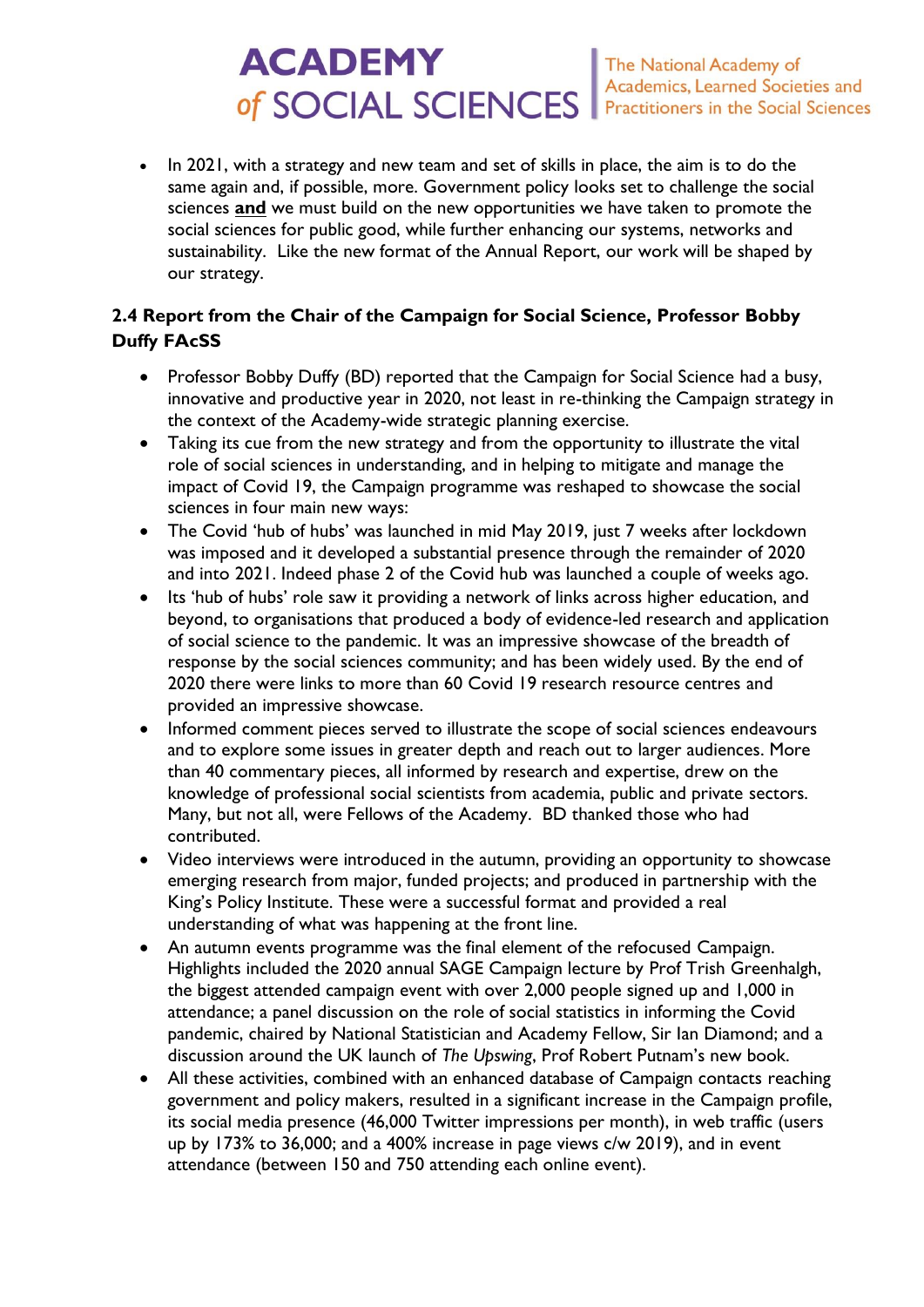- In 2021, with a strategy and new team and set of skills in place, the aim is to do the same again and, if possible, more. Government policy looks set to challenge the social sciences **and** we must build on the new opportunities we have taken to promote the social sciences for public good, while further enhancing our systems, networks and sustainability. Like the new format of the Annual Report, our work will be shaped by our strategy.

**2.4 Report from the Chair of the Campaign for Social Science, Professor Bobby Duffy FAcSS**

- Professor Bobby Duffy (BD) reported that the Campaign for Social Science had a busy, innovative and productive year in 2020, not least in re-thinking the Campaign strategy in the context of the Academy-wide strategic planning exercise.
- Taking its cue from the new strategy and from the opportunity to illustrate the vital role of social sciences in understanding, and in helping to mitigate and manage the impact of Covid 19, the Campaign programme was reshaped to showcase the social sciences in four main new ways:
- The Covid 'hub of hubs' was launched in mid May 2019, just 7 weeks after lockdown was imposed and it developed a substantial presence through the remainder of 2020 and into 2021. Indeed phase 2 of the Covid hub was launched a couple of weeks ago.
- Its 'hub of hubs' role saw it providing a network of links across higher education, and beyond, to organisations that produced a body of evidence-led research and application of social science to the pandemic. It was an impressive showcase of the breadth of response by the social sciences community; and has been widely used. By the end of 2020 there were links to more than 60 Covid 19 research resource centres and provided an impressive showcase.
- Informed comment pieces served to illustrate the scope of social sciences endeavours and to explore some issues in greater depth and reach out to larger audiences. More than 40 commentary pieces, all informed by research and expertise, drew on the knowledge of professional social scientists from academia, public and private sectors. Many, but not all, were Fellows of the Academy. BD thanked those who had contributed.
- Video interviews were introduced in the autumn, providing an opportunity to showcase emerging research from major, funded projects; and produced in partnership with the King's Policy Institute. These were a successful format and provided a real understanding of what was happening at the front line.
- An autumn events programme was the final element of the refocused Campaign. Highlights included the 2020 annual SAGE Campaign lecture by Prof Trish Greenhalgh, the biggest attended campaign event with over 2,000 people signed up and 1,000 in attendance; a panel discussion on the role of social statistics in informing the Covid pandemic, chaired by National Statistician and Academy Fellow, Sir Ian Diamond; and a discussion around the UK launch of *The Upswing*, Prof Robert Putnam's new book.
- All these activities, combined with an enhanced database of Campaign contacts reaching government and policy makers, resulted in a significant increase in the Campaign profile, its social media presence (46,000 Twitter impressions per month), in web traffic (users up by 173% to 36,000; and a 400% increase in page views c/w 2019), and in event attendance (between 150 and 750 attending each online event).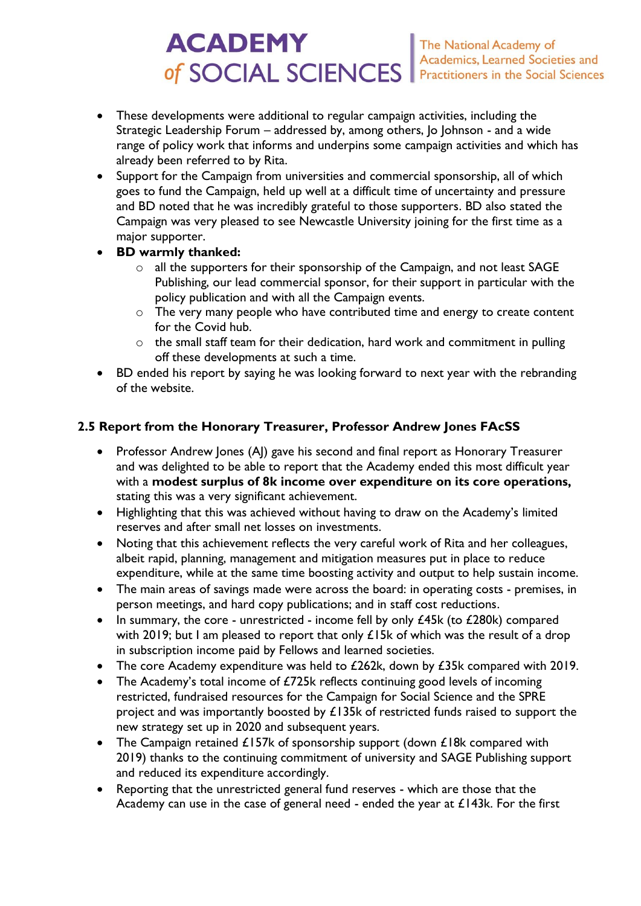- These developments were additional to regular campaign activities, including the Strategic Leadership Forum – addressed by, among others, Jo Johnson - and a wide range of policy work that informs and underpins some campaign activities and which has already been referred to by Rita.
- Support for the Campaign from universities and commercial sponsorship, all of which goes to fund the Campaign, held up well at a difficult time of uncertainty and pressure and BD noted that he was incredibly grateful to those supporters. BD also stated the Campaign was very pleased to see Newcastle University joining for the first time as a major supporter.
- **BD warmly thanked:**
  - all the supporters for their sponsorship of the Campaign, and not least SAGE Publishing, our lead commercial sponsor, for their support in particular with the policy publication and with all the Campaign events.
  - The very many people who have contributed time and energy to create content for the Covid hub.
  - the small staff team for their dedication, hard work and commitment in pulling off these developments at such a time.
- BD ended his report by saying he was looking forward to next year with the rebranding of the website.

### 2.5 Report from the Honorary Treasurer, Professor Andrew Jones FAcSS

- Professor Andrew Jones (AJ) gave his second and final report as Honorary Treasurer and was delighted to be able to report that the Academy ended this most difficult year with a **modest surplus of 8k income over expenditure on its core operations,** stating this was a very significant achievement.
- Highlighting that this was achieved without having to draw on the Academy's limited reserves and after small net losses on investments.
- Noting that this achievement reflects the very careful work of Rita and her colleagues, albeit rapid, planning, management and mitigation measures put in place to reduce expenditure, while at the same time boosting activity and output to help sustain income.
- The main areas of savings made were across the board: in operating costs - premises, in person meetings, and hard copy publications; and in staff cost reductions.
- In summary, the core - unrestricted - income fell by only £45k (to £280k) compared with 2019; but I am pleased to report that only £15k of which was the result of a drop in subscription income paid by Fellows and learned societies.
- The core Academy expenditure was held to £262k, down by £35k compared with 2019.
- The Academy's total income of £725k reflects continuing good levels of incoming restricted, fundraised resources for the Campaign for Social Science and the SPRE project and was importantly boosted by £135k of restricted funds raised to support the new strategy set up in 2020 and subsequent years.
- The Campaign retained £157k of sponsorship support (down £18k compared with 2019) thanks to the continuing commitment of university and SAGE Publishing support and reduced its expenditure accordingly.
- Reporting that the unrestricted general fund reserves - which are those that the Academy can use in the case of general need - ended the year at £143k. For the first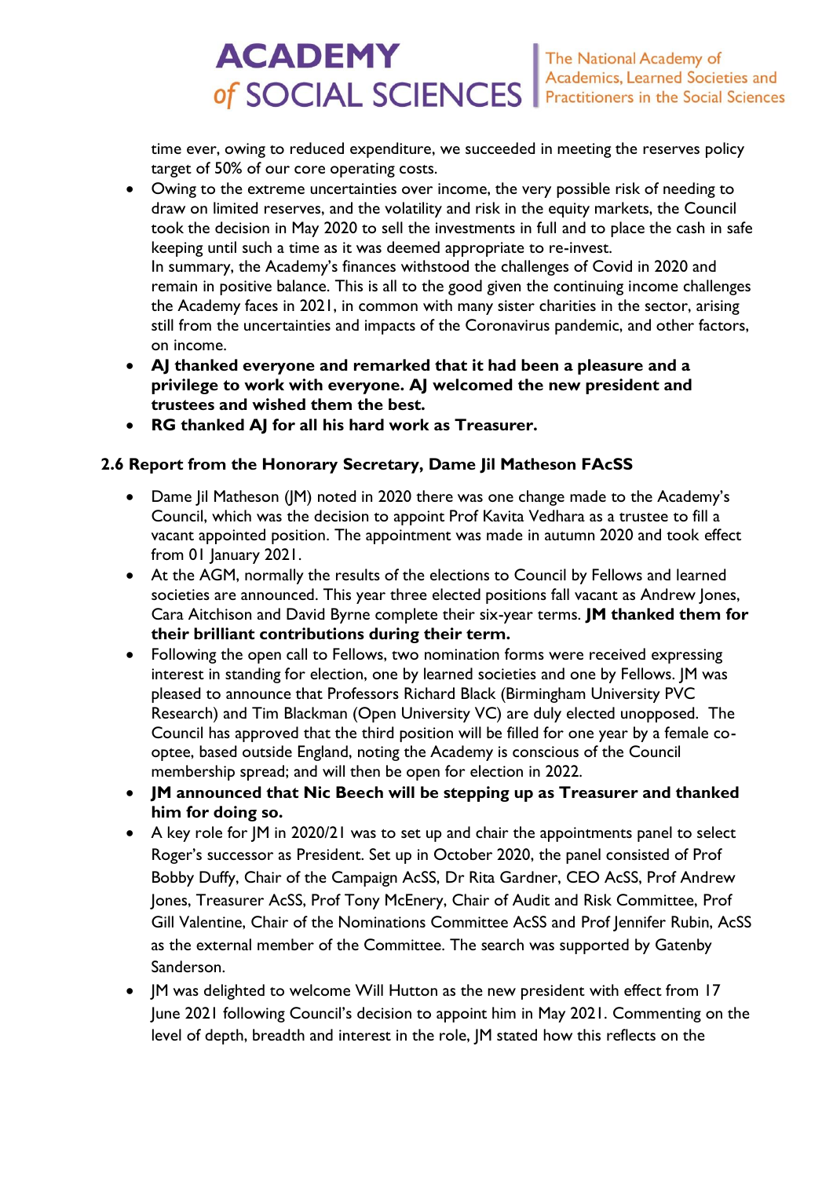time ever, owing to reduced expenditure, we succeeded in meeting the reserves policy target of 50% of our core operating costs.

- Owing to the extreme uncertainties over income, the very possible risk of needing to draw on limited reserves, and the volatility and risk in the equity markets, the Council took the decision in May 2020 to sell the investments in full and to place the cash in safe keeping until such a time as it was deemed appropriate to re-invest.
  In summary, the Academy's finances withstood the challenges of Covid in 2020 and remain in positive balance. This is all to the good given the continuing income challenges the Academy faces in 2021, in common with many sister charities in the sector, arising still from the uncertainties and impacts of the Coronavirus pandemic, and other factors, on income.
- **AJ thanked everyone and remarked that it had been a pleasure and a privilege to work with everyone. AJ welcomed the new president and trustees and wished them the best.**
- **RG thanked AJ for all his hard work as Treasurer.**

### 2.6 Report from the Honorary Secretary, Dame Jil Matheson FAcSS

- Dame Jil Matheson (JM) noted in 2020 there was one change made to the Academy's Council, which was the decision to appoint Prof Kavita Vedhara as a trustee to fill a vacant appointed position. The appointment was made in autumn 2020 and took effect from 01 January 2021.
- At the AGM, normally the results of the elections to Council by Fellows and learned societies are announced. This year three elected positions fall vacant as Andrew Jones, Cara Aitchison and David Byrne complete their six-year terms. **JM thanked them for their brilliant contributions during their term.**
- Following the open call to Fellows, two nomination forms were received expressing interest in standing for election, one by learned societies and one by Fellows. JM was pleased to announce that Professors Richard Black (Birmingham University PVC Research) and Tim Blackman (Open University VC) are duly elected unopposed. The Council has approved that the third position will be filled for one year by a female co-optee, based outside England, noting the Academy is conscious of the Council membership spread; and will then be open for election in 2022.
- **JM announced that Nic Beech will be stepping up as Treasurer and thanked him for doing so.**
- A key role for JM in 2020/21 was to set up and chair the appointments panel to select Roger's successor as President. Set up in October 2020, the panel consisted of Prof Bobby Duffy, Chair of the Campaign AcSS, Dr Rita Gardner, CEO AcSS, Prof Andrew Jones, Treasurer AcSS, Prof Tony McEnery, Chair of Audit and Risk Committee, Prof Gill Valentine, Chair of the Nominations Committee AcSS and Prof Jennifer Rubin, AcSS as the external member of the Committee. The search was supported by Gatenby Sanderson.
- JM was delighted to welcome Will Hutton as the new president with effect from 17 June 2021 following Council's decision to appoint him in May 2021. Commenting on the level of depth, breadth and interest in the role, JM stated how this reflects on the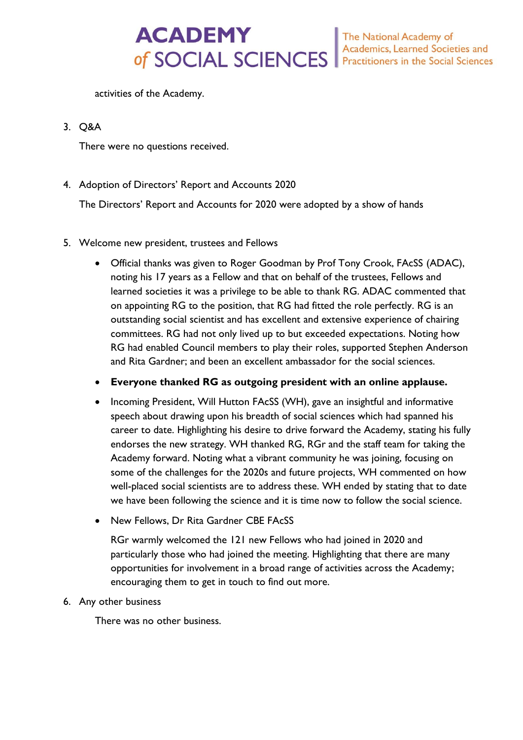activities of the Academy.

3. Q&A

   There were no questions received.

4. Adoption of Directors' Report and Accounts 2020

   The Directors' Report and Accounts for 2020 were adopted by a show of hands

5. Welcome new president, trustees and Fellows

   - Official thanks was given to Roger Goodman by Prof Tony Crook, FAcSS (ADAC), noting his 17 years as a Fellow and that on behalf of the trustees, Fellows and learned societies it was a privilege to be able to thank RG. ADAC commented that on appointing RG to the position, that RG had fitted the role perfectly. RG is an outstanding social scientist and has excellent and extensive experience of chairing committees. RG had not only lived up to but exceeded expectations. Noting how RG had enabled Council members to play their roles, supported Stephen Anderson and Rita Gardner; and been an excellent ambassador for the social sciences.
   - **Everyone thanked RG as outgoing president with an online applause.**
   - Incoming President, Will Hutton FAcSS (WH), gave an insightful and informative speech about drawing upon his breadth of social sciences which had spanned his career to date. Highlighting his desire to drive forward the Academy, stating his fully endorses the new strategy. WH thanked RG, RGr and the staff team for taking the Academy forward. Noting what a vibrant community he was joining, focusing on some of the challenges for the 2020s and future projects, WH commented on how well-placed social scientists are to address these. WH ended by stating that to date we have been following the science and it is time now to follow the social science.
   - New Fellows, Dr Rita Gardner CBE FAcSS

     RGr warmly welcomed the 121 new Fellows who had joined in 2020 and particularly those who had joined the meeting. Highlighting that there are many opportunities for involvement in a broad range of activities across the Academy; encouraging them to get in touch to find out more.

6. Any other business

   There was no other business.